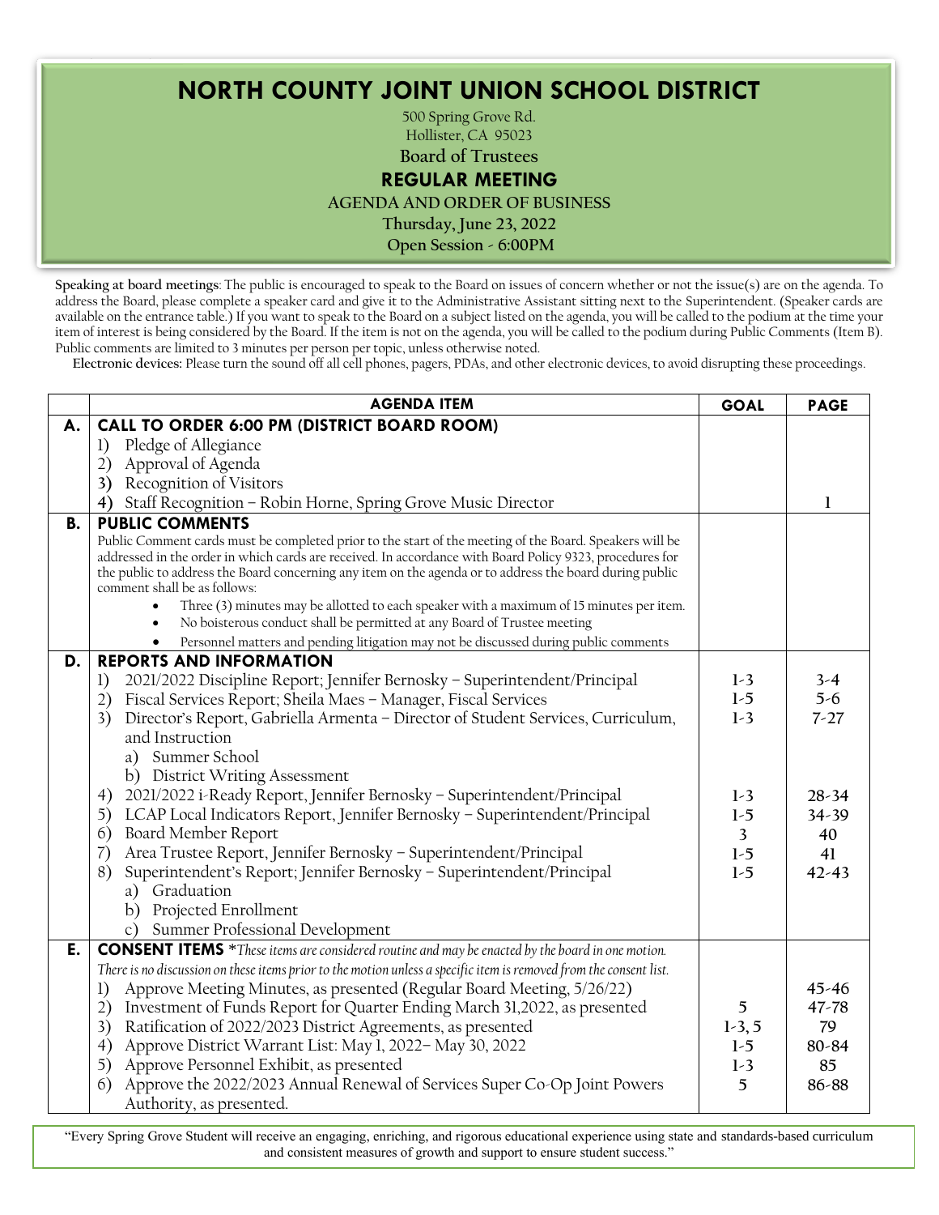# NORTH COUNTY JOINT UNION SCHOOL DISTRICT

500 Spring Grove Rd.
Hollister, CA 95023

**Board of Trustees**

## REGULAR MEETING

**AGENDA AND ORDER OF BUSINESS**

**Thursday, June 23, 2022**

**Open Session - 6:00PM**

**Speaking at board meetings**: The public is encouraged to speak to the Board on issues of concern whether or not the issue(s) are on the agenda. To address the Board, please complete a speaker card and give it to the Administrative Assistant sitting next to the Superintendent. (Speaker cards are available on the entrance table.) If you want to speak to the Board on a subject listed on the agenda, you will be called to the podium at the time your item of interest is being considered by the Board. If the item is not on the agenda, you will be called to the podium during Public Comments (Item B). Public comments are limited to 3 minutes per person per topic, unless otherwise noted.

**Electronic devices:** Please turn the sound off all cell phones, pagers, PDAs, and other electronic devices, to avoid disrupting these proceedings.

| | AGENDA ITEM | GOAL | PAGE |
|---|---|---|---|
| **A.** | **CALL TO ORDER 6:00 PM (DISTRICT BOARD ROOM)** | | |
| | 1) Pledge of Allegiance | | |
| | 2) Approval of Agenda | | |
| | 3) Recognition of Visitors | | |
| | 4) Staff Recognition – Robin Horne, Spring Grove Music Director | | 1 |
| **B.** | **PUBLIC COMMENTS**<br>Public Comment cards must be completed prior to the start of the meeting of the Board. Speakers will be addressed in the order in which cards are received. In accordance with Board Policy 9323, procedures for the public to address the Board concerning any item on the agenda or to address the board during public comment shall be as follows:<br>• Three (3) minutes may be allotted to each speaker with a maximum of 15 minutes per item.<br>• No boisterous conduct shall be permitted at any Board of Trustee meeting<br>• Personnel matters and pending litigation may not be discussed during public comments | | |
| **D.** | **REPORTS AND INFORMATION** | | |
| | 1) 2021/2022 Discipline Report; Jennifer Bernosky – Superintendent/Principal | 1-3 | 3-4 |
| | 2) Fiscal Services Report; Sheila Maes – Manager, Fiscal Services | 1-5 | 5-6 |
| | 3) Director's Report, Gabriella Armenta – Director of Student Services, Curriculum, and Instruction<br>a) Summer School<br>b) District Writing Assessment | 1-3 | 7-27 |
| | 4) 2021/2022 i-Ready Report, Jennifer Bernosky – Superintendent/Principal | 1-3 | 28-34 |
| | 5) LCAP Local Indicators Report, Jennifer Bernosky – Superintendent/Principal | 1-5 | 34-39 |
| | 6) Board Member Report | 3 | 40 |
| | 7) Area Trustee Report, Jennifer Bernosky – Superintendent/Principal | 1-5 | 41 |
| | 8) Superintendent's Report; Jennifer Bernosky – Superintendent/Principal<br>a) Graduation<br>b) Projected Enrollment<br>c) Summer Professional Development | 1-5 | 42-43 |
| **E.** | **CONSENT ITEMS** *\*These items are considered routine and may be enacted by the board in one motion. There is no discussion on these items prior to the motion unless a specific item is removed from the consent list.* | | |
| | 1) Approve Meeting Minutes, as presented (Regular Board Meeting, 5/26/22) | | 45-46 |
| | 2) Investment of Funds Report for Quarter Ending March 31,2022, as presented | 5 | 47-78 |
| | 3) Ratification of 2022/2023 District Agreements, as presented | 1-3, 5 | 79 |
| | 4) Approve District Warrant List: May 1, 2022– May 30, 2022 | 1-5 | 80-84 |
| | 5) Approve Personnel Exhibit, as presented | 1-3 | 85 |
| | 6) Approve the 2022/2023 Annual Renewal of Services Super Co-Op Joint Powers Authority, as presented. | 5 | 86-88 |

"Every Spring Grove Student will receive an engaging, enriching, and rigorous educational experience using state and standards-based curriculum and consistent measures of growth and support to ensure student success."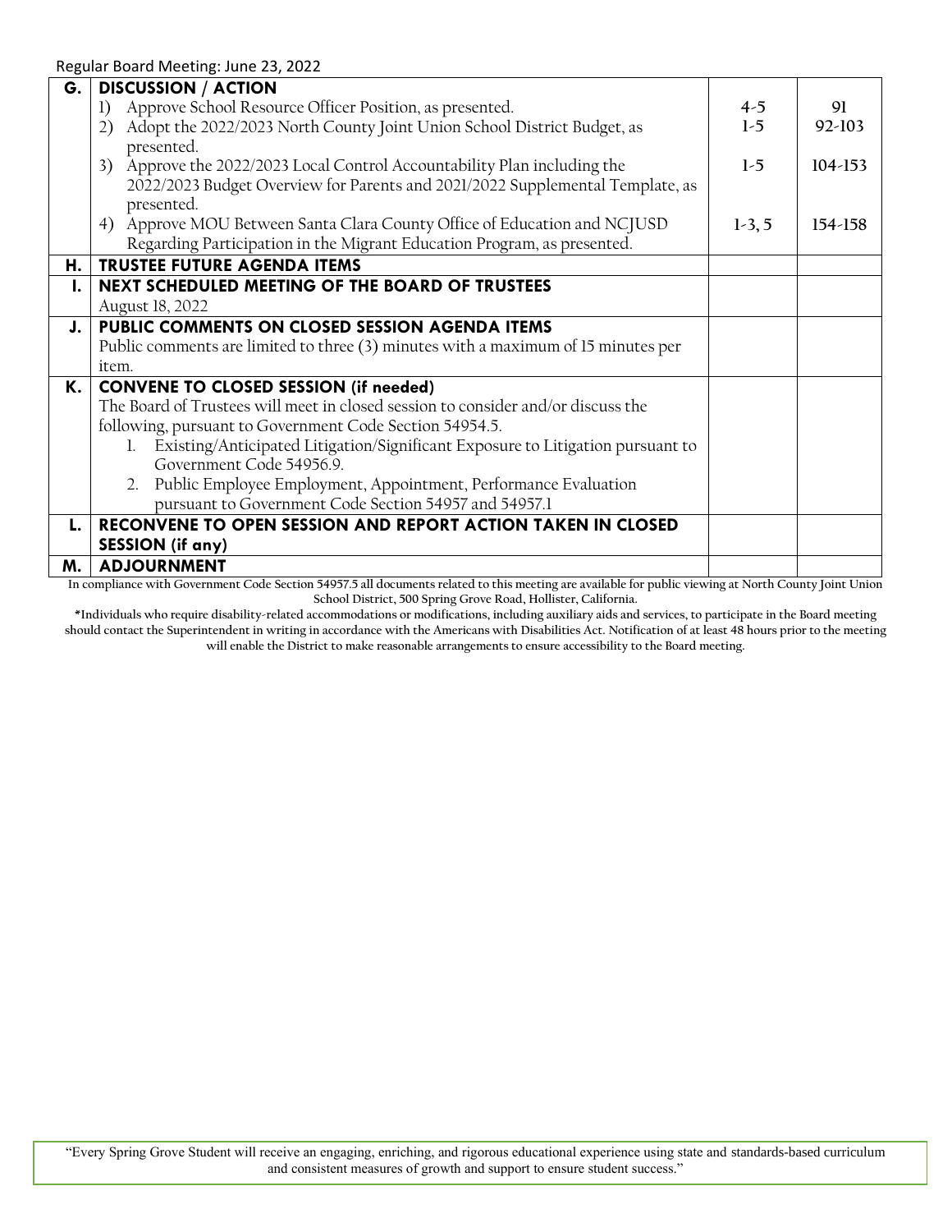Regular Board Meeting: June 23, 2022

| | | | |
|---|---|---|---|
| **G.** | **DISCUSSION / ACTION** | | |
| | 1) Approve School Resource Officer Position, as presented. | 4-5 | 91 |
| | 2) Adopt the 2022/2023 North County Joint Union School District Budget, as presented. | 1-5 | 92-103 |
| | 3) Approve the 2022/2023 Local Control Accountability Plan including the 2022/2023 Budget Overview for Parents and 2021/2022 Supplemental Template, as presented. | 1-5 | 104-153 |
| | 4) Approve MOU Between Santa Clara County Office of Education and NCJUSD Regarding Participation in the Migrant Education Program, as presented. | 1-3, 5 | 154-158 |
| **H.** | **TRUSTEE FUTURE AGENDA ITEMS** | | |
| **I.** | **NEXT SCHEDULED MEETING OF THE BOARD OF TRUSTEES**<br>August 18, 2022 | | |
| **J.** | **PUBLIC COMMENTS ON CLOSED SESSION AGENDA ITEMS**<br>Public comments are limited to three (3) minutes with a maximum of 15 minutes per item. | | |
| **K.** | **CONVENE TO CLOSED SESSION (if needed)**<br>The Board of Trustees will meet in closed session to consider and/or discuss the following, pursuant to Government Code Section 54954.5.<br>1. Existing/Anticipated Litigation/Significant Exposure to Litigation pursuant to Government Code 54956.9.<br>2. Public Employee Employment, Appointment, Performance Evaluation pursuant to Government Code Section 54957 and 54957.1 | | |
| **L.** | **RECONVENE TO OPEN SESSION AND REPORT ACTION TAKEN IN CLOSED SESSION (if any)** | | |
| **M.** | **ADJOURNMENT** | | |

**In compliance with Government Code Section 54957.5 all documents related to this meeting are available for public viewing at North County Joint Union School District, 500 Spring Grove Road, Hollister, California.**

***Individuals who require disability-related accommodations or modifications, including auxiliary aids and services, to participate in the Board meeting should contact the Superintendent in writing in accordance with the Americans with Disabilities Act. Notification of at least 48 hours prior to the meeting will enable the District to make reasonable arrangements to ensure accessibility to the Board meeting.**

"Every Spring Grove Student will receive an engaging, enriching, and rigorous educational experience using state and standards-based curriculum and consistent measures of growth and support to ensure student success."